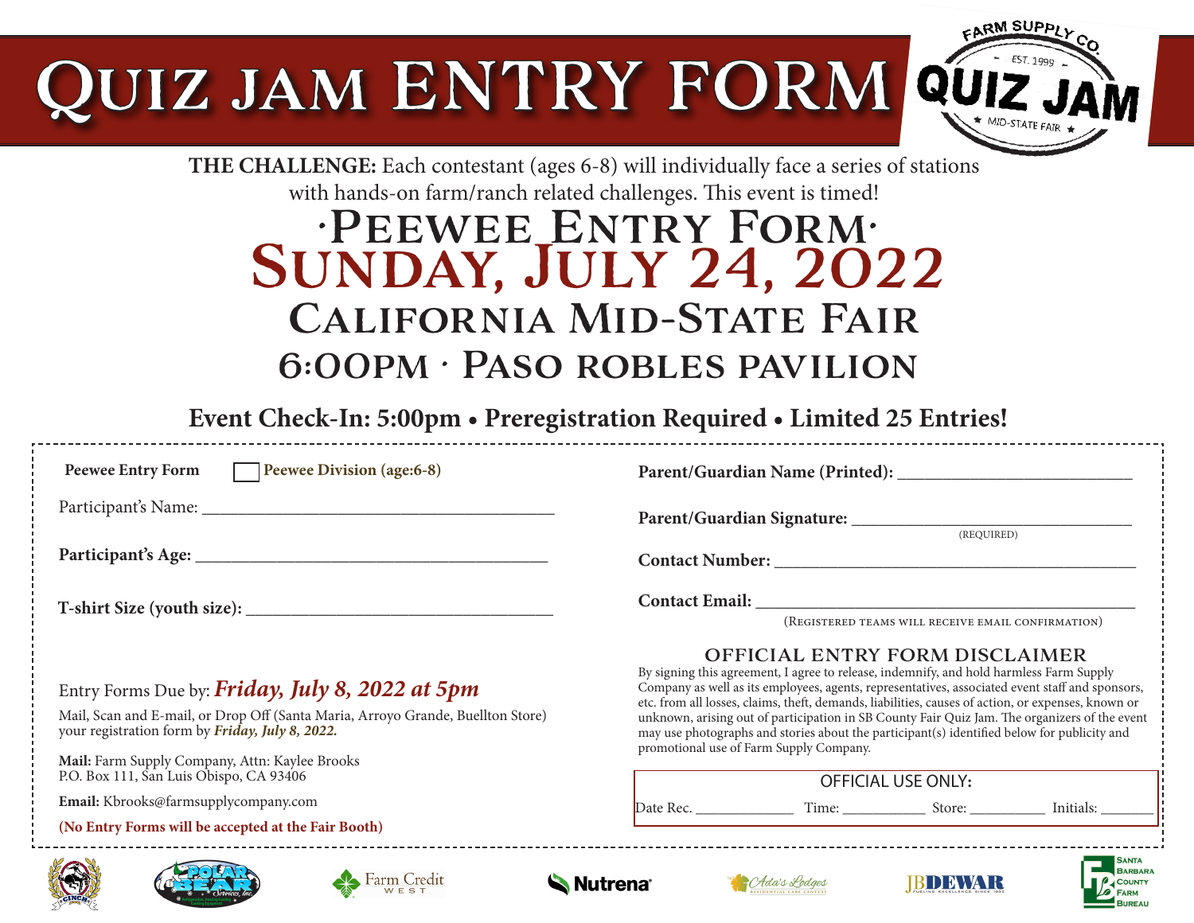# QUIZ JAM ENTRY FORM

FARM SUPPLY CO. · EST. 1999 · QUIZ JAM · MID-STATE FAIR

**THE CHALLENGE:** Each contestant (ages 6-8) will individually face a series of stations with hands-on farm/ranch related challenges. This event is timed!

## ·Peewee Entry Form·

## Sunday, July 24, 2022

## California Mid-State Fair

## 6:00pm · Paso Robles Pavilion

**Event Check-In: 5:00pm • Preregistration Required • Limited 25 Entries!**

**Peewee Entry Form** ☐ **Peewee Division (age:6-8)**

Participant's Name: ________________________________

**Participant's Age:** ________________________________

**T-shirt Size (youth size):** ____________________________

Entry Forms Due by: ***Friday, July 8, 2022 at 5pm***

Mail, Scan and E-mail, or Drop Off (Santa Maria, Arroyo Grande, Buellton Store) your registration form by ***Friday, July 8, 2022.***

**Mail:** Farm Supply Company, Attn: Kaylee Brooks
P.O. Box 111, San Luis Obispo, CA 93406

**Email:** Kbrooks@farmsupplycompany.com

**(No Entry Forms will be accepted at the Fair Booth)**

**Parent/Guardian Name (Printed):** ________________________

**Parent/Guardian Signature:** ________________________
(REQUIRED)

**Contact Number:** ________________________________

**Contact Email:** ________________________________
(Registered teams will receive email confirmation)

### OFFICIAL ENTRY FORM DISCLAIMER

By signing this agreement, I agree to release, indemnify, and hold harmless Farm Supply Company as well as its employees, agents, representatives, associated event staff and sponsors, etc. from all losses, claims, theft, demands, liabilities, causes of action, or expenses, known or unknown, arising out of participation in SB County Fair Quiz Jam. The organizers of the event may use photographs and stories about the participant(s) identified below for publicity and promotional use of Farm Supply Company.

**OFFICIAL USE ONLY:**

Date Rec. ____________ Time: ___________ Store: __________ Initials: _______

CINCH · Polar Bear Services, Inc. · Farm Credit West · Nutrena · Ada's Lodges · JB DEWAR · Santa Barbara County Farm Bureau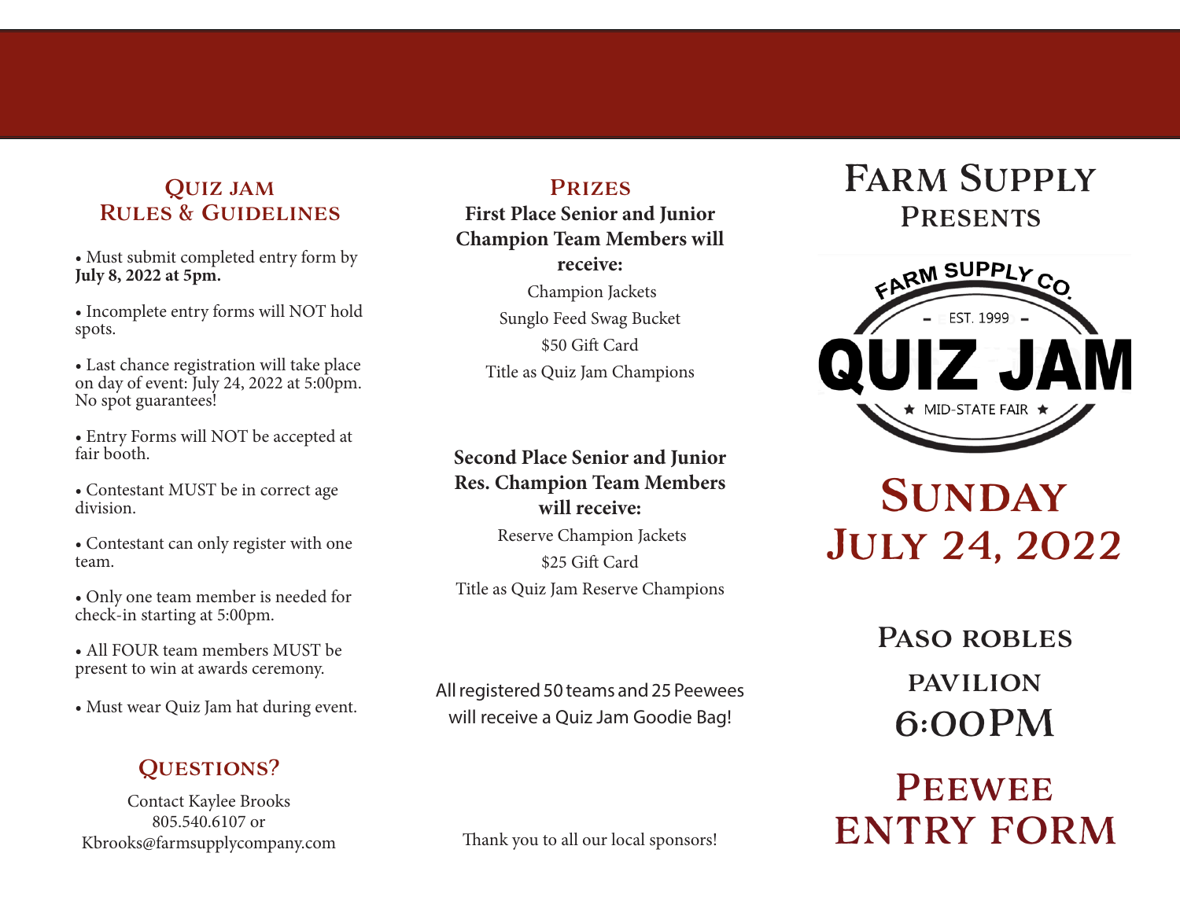## Quiz jam Rules & Guidelines

- Must submit completed entry form by **July 8, 2022 at 5pm.**
- Incomplete entry forms will NOT hold spots.
- Last chance registration will take place on day of event: July 24, 2022 at 5:00pm. No spot guarantees!
- Entry Forms will NOT be accepted at fair booth.
- Contestant MUST be in correct age division.
- Contestant can only register with one team.
- Only one team member is needed for check-in starting at 5:00pm.
- All FOUR team members MUST be present to win at awards ceremony.
- Must wear Quiz Jam hat during event.

## Questions?

Contact Kaylee Brooks
805.540.6107 or
Kbrooks@farmsupplycompany.com

## Prizes

**First Place Senior and Junior Champion Team Members will receive:**

Champion Jackets
Sunglo Feed Swag Bucket
$50 Gift Card
Title as Quiz Jam Champions

**Second Place Senior and Junior Res. Champion Team Members will receive:**

Reserve Champion Jackets
$25 Gift Card
Title as Quiz Jam Reserve Champions

All registered 50 teams and 25 Peewees will receive a Quiz Jam Goodie Bag!

Thank you to all our local sponsors!

# Farm Supply Presents

FARM SUPPLY CO.
EST. 1999
QUIZ JAM
MID-STATE FAIR

## Sunday July 24, 2022

Paso robles pavilion
6:00PM

## Peewee Entry Form